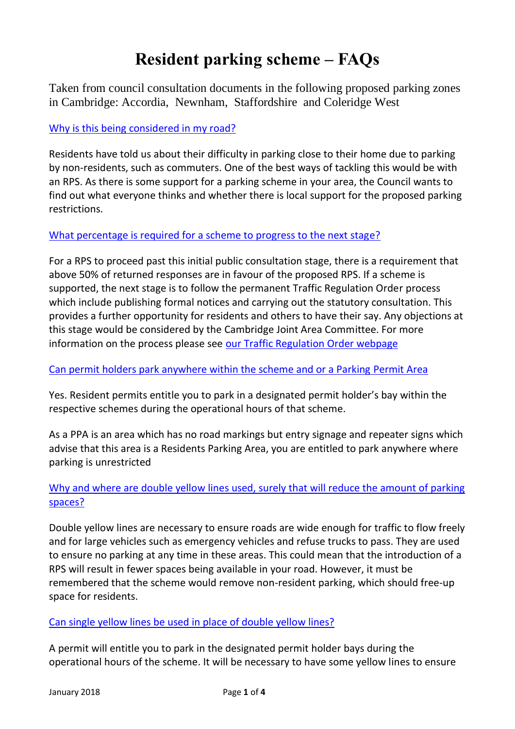# Resident parking scheme – FAQs

Taken from council consultation documents in the following proposed parking zones in Cambridge: Accordia, Newnham, Staffordshire and Coleridge West

## Why is this being considered in my road?

Residents have told us about their difficulty in parking close to their home due to parking by non-residents, such as commuters. One of the best ways of tackling this would be with an RPS. As there is some support for a parking scheme in your area, the Council wants to find out what everyone thinks and whether there is local support for the proposed parking restrictions.

## What percentage is required for a scheme to progress to the next stage?

For a RPS to proceed past this initial public consultation stage, there is a requirement that above 50% of returned responses are in favour of the proposed RPS. If a scheme is supported, the next stage is to follow the permanent Traffic Regulation Order process which include publishing formal notices and carrying out the statutory consultation. This provides a further opportunity for residents and others to have their say. Any objections at this stage would be considered by the Cambridge Joint Area Committee. For more information on the process please see our Traffic Regulation Order webpage

## Can permit holders park anywhere within the scheme and or a Parking Permit Area

Yes. Resident permits entitle you to park in a designated permit holder's bay within the respective schemes during the operational hours of that scheme.

As a PPA is an area which has no road markings but entry signage and repeater signs which advise that this area is a Residents Parking Area, you are entitled to park anywhere where parking is unrestricted

## Why and where are double yellow lines used, surely that will reduce the amount of parking spaces?

Double yellow lines are necessary to ensure roads are wide enough for traffic to flow freely and for large vehicles such as emergency vehicles and refuse trucks to pass. They are used to ensure no parking at any time in these areas. This could mean that the introduction of a RPS will result in fewer spaces being available in your road. However, it must be remembered that the scheme would remove non-resident parking, which should free-up space for residents.

## Can single yellow lines be used in place of double yellow lines?

A permit will entitle you to park in the designated permit holder bays during the operational hours of the scheme. It will be necessary to have some yellow lines to ensure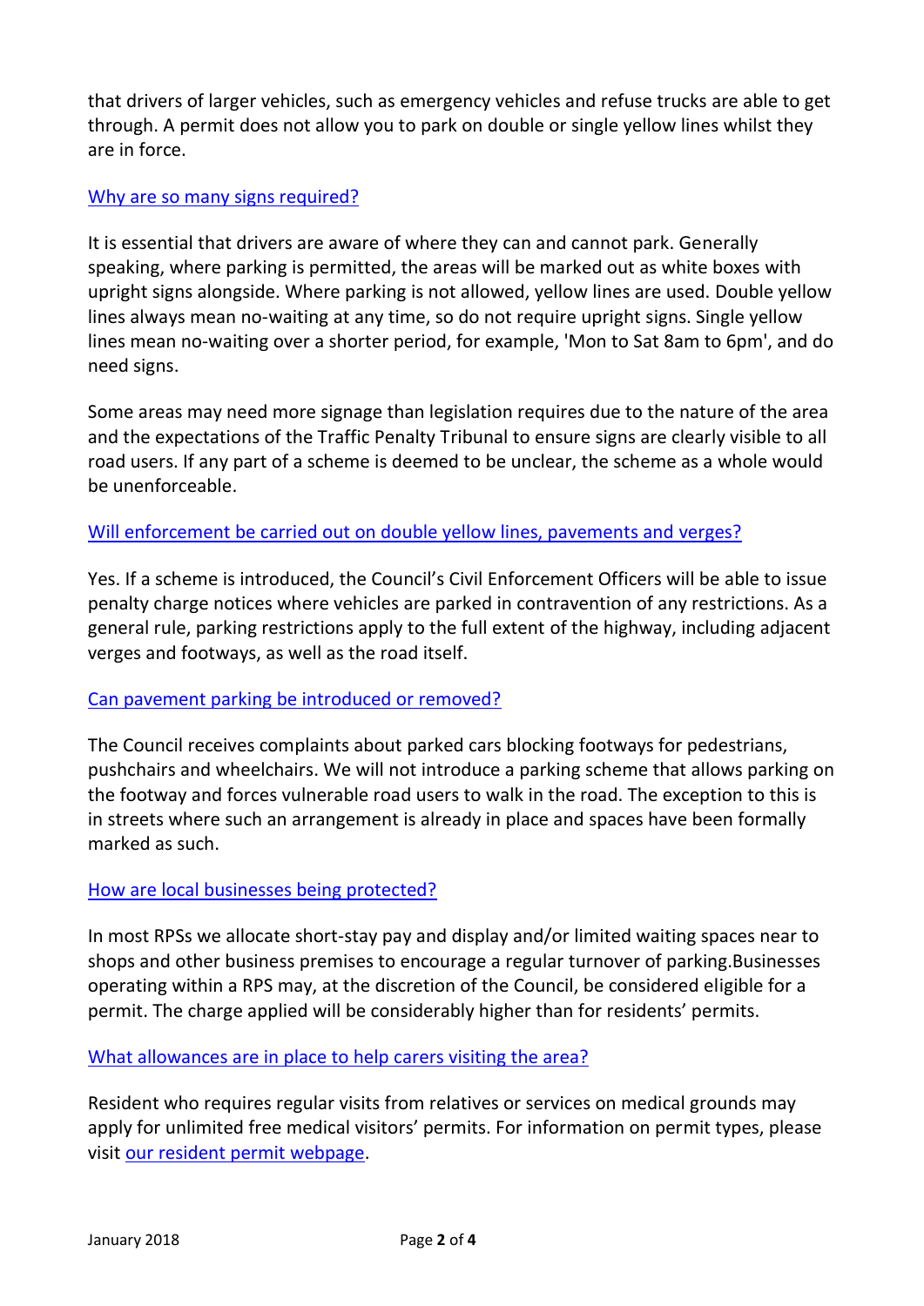that drivers of larger vehicles, such as emergency vehicles and refuse trucks are able to get through. A permit does not allow you to park on double or single yellow lines whilst they are in force.

## Why are so many signs required?

It is essential that drivers are aware of where they can and cannot park. Generally speaking, where parking is permitted, the areas will be marked out as white boxes with upright signs alongside. Where parking is not allowed, yellow lines are used. Double yellow lines always mean no-waiting at any time, so do not require upright signs. Single yellow lines mean no-waiting over a shorter period, for example, 'Mon to Sat 8am to 6pm', and do need signs.

Some areas may need more signage than legislation requires due to the nature of the area and the expectations of the Traffic Penalty Tribunal to ensure signs are clearly visible to all road users. If any part of a scheme is deemed to be unclear, the scheme as a whole would be unenforceable.

## Will enforcement be carried out on double yellow lines, pavements and verges?

Yes. If a scheme is introduced, the Council's Civil Enforcement Officers will be able to issue penalty charge notices where vehicles are parked in contravention of any restrictions. As a general rule, parking restrictions apply to the full extent of the highway, including adjacent verges and footways, as well as the road itself.

## Can pavement parking be introduced or removed?

The Council receives complaints about parked cars blocking footways for pedestrians, pushchairs and wheelchairs. We will not introduce a parking scheme that allows parking on the footway and forces vulnerable road users to walk in the road. The exception to this is in streets where such an arrangement is already in place and spaces have been formally marked as such.

## How are local businesses being protected?

In most RPSs we allocate short-stay pay and display and/or limited waiting spaces near to shops and other business premises to encourage a regular turnover of parking.Businesses operating within a RPS may, at the discretion of the Council, be considered eligible for a permit. The charge applied will be considerably higher than for residents' permits.

## What allowances are in place to help carers visiting the area?

Resident who requires regular visits from relatives or services on medical grounds may apply for unlimited free medical visitors' permits. For information on permit types, please visit our resident permit webpage.

January 2018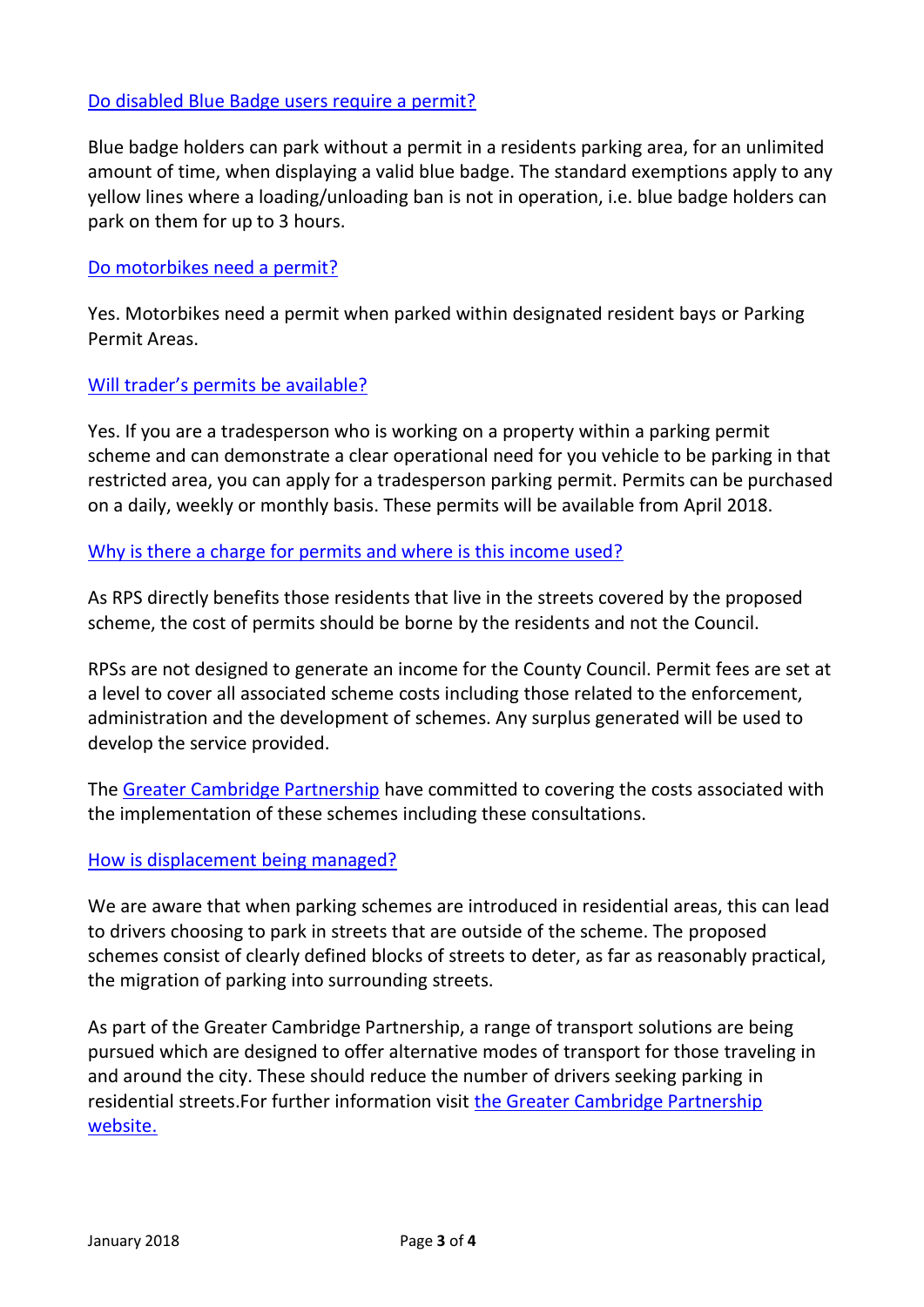### [Do disabled Blue Badge users require a permit?]

Blue badge holders can park without a permit in a residents parking area, for an unlimited amount of time, when displaying a valid blue badge. The standard exemptions apply to any yellow lines where a loading/unloading ban is not in operation, i.e. blue badge holders can park on them for up to 3 hours.

### [Do motorbikes need a permit?]

Yes. Motorbikes need a permit when parked within designated resident bays or Parking Permit Areas.

### [Will trader's permits be available?]

Yes. If you are a tradesperson who is working on a property within a parking permit scheme and can demonstrate a clear operational need for you vehicle to be parking in that restricted area, you can apply for a tradesperson parking permit. Permits can be purchased on a daily, weekly or monthly basis. These permits will be available from April 2018.

### [Why is there a charge for permits and where is this income used?]

As RPS directly benefits those residents that live in the streets covered by the proposed scheme, the cost of permits should be borne by the residents and not the Council.

RPSs are not designed to generate an income for the County Council. Permit fees are set at a level to cover all associated scheme costs including those related to the enforcement, administration and the development of schemes. Any surplus generated will be used to develop the service provided.

The [Greater Cambridge Partnership] have committed to covering the costs associated with the implementation of these schemes including these consultations.

### [How is displacement being managed?]

We are aware that when parking schemes are introduced in residential areas, this can lead to drivers choosing to park in streets that are outside of the scheme. The proposed schemes consist of clearly defined blocks of streets to deter, as far as reasonably practical, the migration of parking into surrounding streets.

As part of the Greater Cambridge Partnership, a range of transport solutions are being pursued which are designed to offer alternative modes of transport for those traveling in and around the city. These should reduce the number of drivers seeking parking in residential streets.For further information visit [the Greater Cambridge Partnership website.]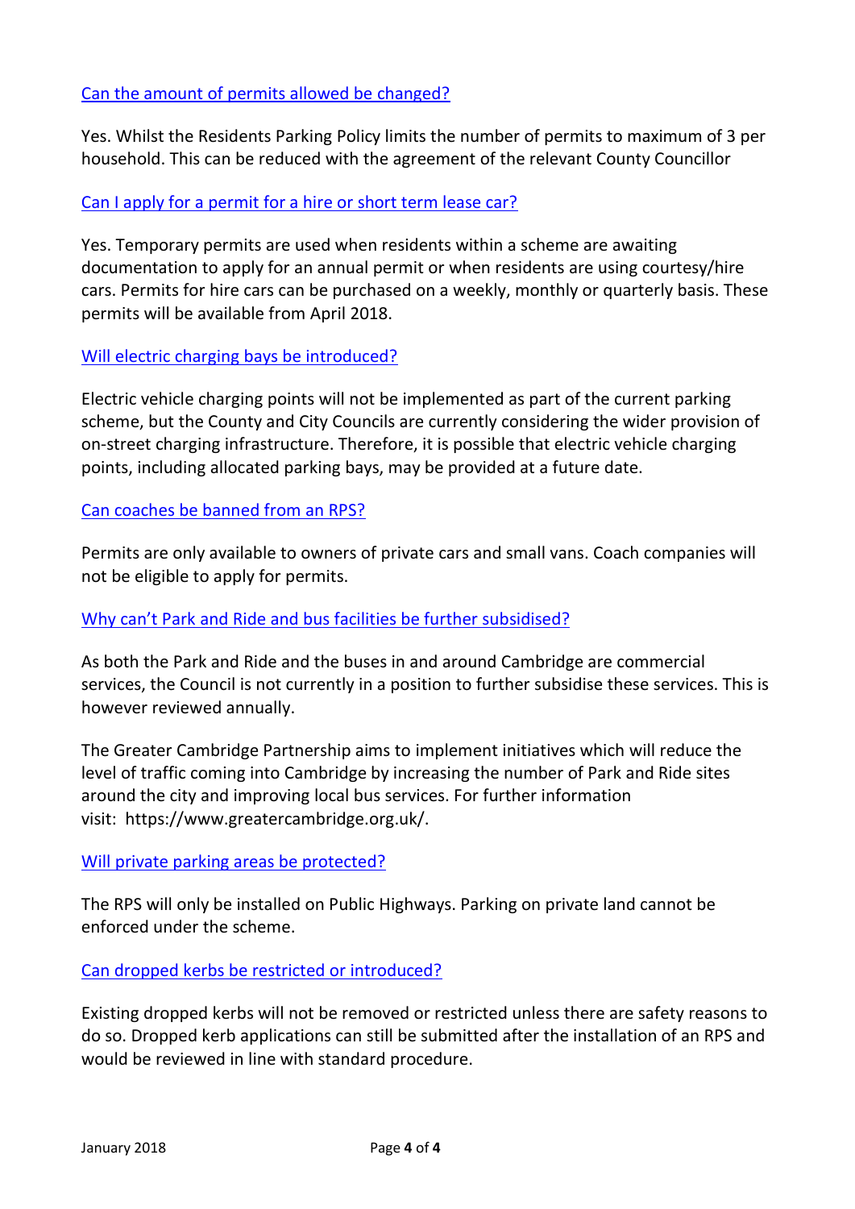### Can the amount of permits allowed be changed?

Yes. Whilst the Residents Parking Policy limits the number of permits to maximum of 3 per household. This can be reduced with the agreement of the relevant County Councillor

### Can I apply for a permit for a hire or short term lease car?

Yes. Temporary permits are used when residents within a scheme are awaiting documentation to apply for an annual permit or when residents are using courtesy/hire cars. Permits for hire cars can be purchased on a weekly, monthly or quarterly basis. These permits will be available from April 2018.

### Will electric charging bays be introduced?

Electric vehicle charging points will not be implemented as part of the current parking scheme, but the County and City Councils are currently considering the wider provision of on-street charging infrastructure. Therefore, it is possible that electric vehicle charging points, including allocated parking bays, may be provided at a future date.

### Can coaches be banned from an RPS?

Permits are only available to owners of private cars and small vans. Coach companies will not be eligible to apply for permits.

### Why can't Park and Ride and bus facilities be further subsidised?

As both the Park and Ride and the buses in and around Cambridge are commercial services, the Council is not currently in a position to further subsidise these services. This is however reviewed annually.

The Greater Cambridge Partnership aims to implement initiatives which will reduce the level of traffic coming into Cambridge by increasing the number of Park and Ride sites around the city and improving local bus services. For further information visit: https://www.greatercambridge.org.uk/.

### Will private parking areas be protected?

The RPS will only be installed on Public Highways. Parking on private land cannot be enforced under the scheme.

### Can dropped kerbs be restricted or introduced?

Existing dropped kerbs will not be removed or restricted unless there are safety reasons to do so. Dropped kerb applications can still be submitted after the installation of an RPS and would be reviewed in line with standard procedure.